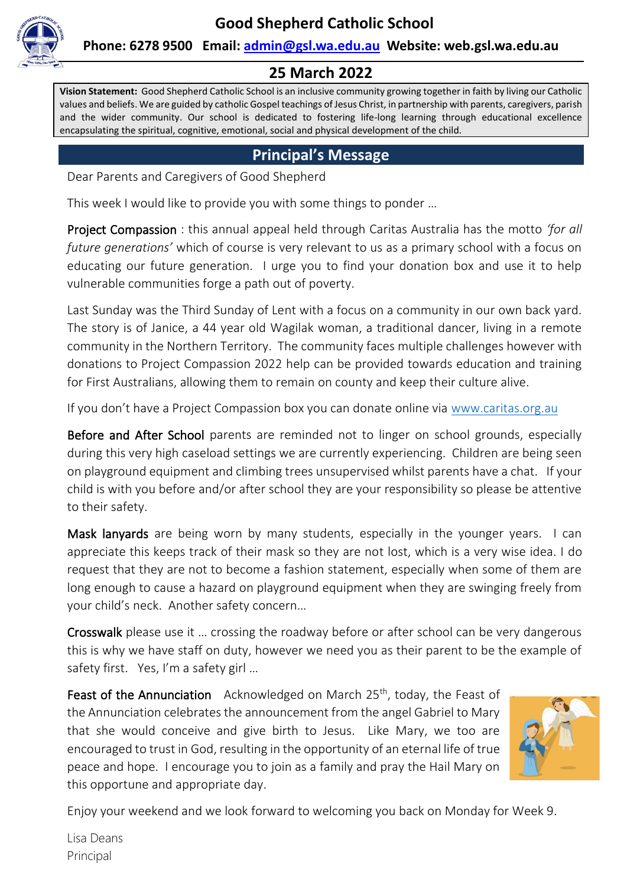# Good Shepherd Catholic School

**Phone: 6278 9500 Email: admin@gsl.wa.edu.au Website: web.gsl.wa.edu.au**

## 25 March 2022

**Vision Statement:** Good Shepherd Catholic School is an inclusive community growing together in faith by living our Catholic values and beliefs. We are guided by catholic Gospel teachings of Jesus Christ, in partnership with parents, caregivers, parish and the wider community. Our school is dedicated to fostering life-long learning through educational excellence encapsulating the spiritual, cognitive, emotional, social and physical development of the child.

## Principal's Message

Dear Parents and Caregivers of Good Shepherd

This week I would like to provide you with some things to ponder …

Project Compassion : this annual appeal held through Caritas Australia has the motto *'for all future generations'* which of course is very relevant to us as a primary school with a focus on educating our future generation. I urge you to find your donation box and use it to help vulnerable communities forge a path out of poverty.

Last Sunday was the Third Sunday of Lent with a focus on a community in our own back yard. The story is of Janice, a 44 year old Wagilak woman, a traditional dancer, living in a remote community in the Northern Territory. The community faces multiple challenges however with donations to Project Compassion 2022 help can be provided towards education and training for First Australians, allowing them to remain on county and keep their culture alive.

If you don't have a Project Compassion box you can donate online via www.caritas.org.au

Before and After School parents are reminded not to linger on school grounds, especially during this very high caseload settings we are currently experiencing. Children are being seen on playground equipment and climbing trees unsupervised whilst parents have a chat. If your child is with you before and/or after school they are your responsibility so please be attentive to their safety.

Mask lanyards are being worn by many students, especially in the younger years. I can appreciate this keeps track of their mask so they are not lost, which is a very wise idea. I do request that they are not to become a fashion statement, especially when some of them are long enough to cause a hazard on playground equipment when they are swinging freely from your child's neck. Another safety concern…

Crosswalk please use it … crossing the roadway before or after school can be very dangerous this is why we have staff on duty, however we need you as their parent to be the example of safety first. Yes, I'm a safety girl …

Feast of the Annunciation Acknowledged on March 25th, today, the Feast of the Annunciation celebrates the announcement from the angel Gabriel to Mary that she would conceive and give birth to Jesus. Like Mary, we too are encouraged to trust in God, resulting in the opportunity of an eternal life of true peace and hope. I encourage you to join as a family and pray the Hail Mary on this opportune and appropriate day.

Enjoy your weekend and we look forward to welcoming you back on Monday for Week 9.

Lisa Deans
Principal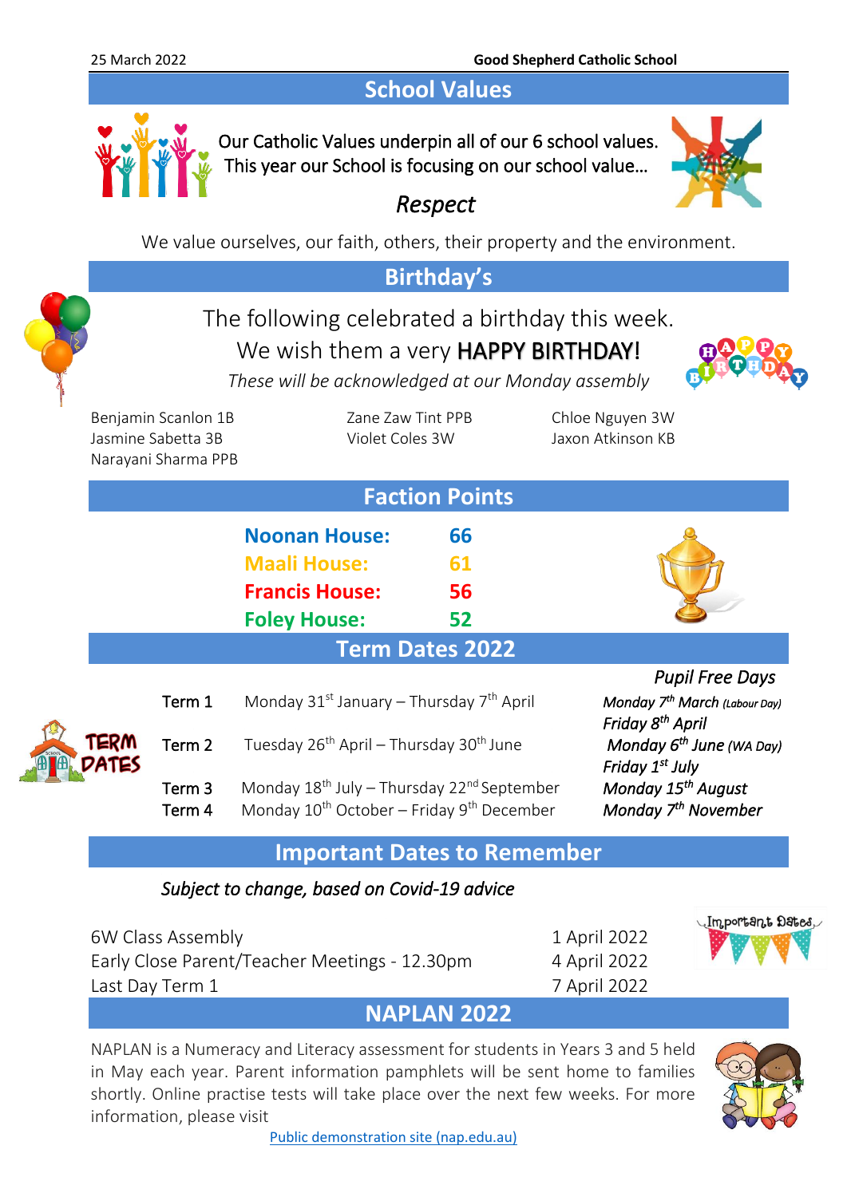## School Values

Our Catholic Values underpin all of our 6 school values.
This year our School is focusing on our school value…

*Respect*

We value ourselves, our faith, others, their property and the environment.

## Birthday's

The following celebrated a birthday this week.
We wish them a very **HAPPY BIRTHDAY!**

*These will be acknowledged at our Monday assembly*

Benjamin Scanlon 1B
Jasmine Sabetta 3B
Narayani Sharma PPB
Zane Zaw Tint PPB
Violet Coles 3W
Chloe Nguyen 3W
Jaxon Atkinson KB

## Faction Points

| House | Points |
|---|---|
| **Noonan House:** | **66** |
| **Maali House:** | **61** |
| **Francis House:** | **56** |
| **Foley House:** | **52** |

## Term Dates 2022

| Term | Dates |
|---|---|
| Term 1 | Monday 31st January – Thursday 7th April |
| Term 2 | Tuesday 26th April – Thursday 30th June |
| Term 3 | Monday 18th July – Thursday 22nd September |
| Term 4 | Monday 10th October – Friday 9th December |

*Pupil Free Days*

- *Monday 7th March (Labour Day)*
- *Friday 8th April*
- *Monday 6th June (WA Day)*
- *Friday 1st July*
- *Monday 15th August*
- *Monday 7th November*

## Important Dates to Remember

*Subject to change, based on Covid-19 advice*

| Event | Date |
|---|---|
| 6W Class Assembly | 1 April 2022 |
| Early Close Parent/Teacher Meetings - 12.30pm | 4 April 2022 |
| Last Day Term 1 | 7 April 2022 |

## NAPLAN 2022

NAPLAN is a Numeracy and Literacy assessment for students in Years 3 and 5 held in May each year. Parent information pamphlets will be sent home to families shortly. Online practise tests will take place over the next few weeks. For more information, please visit

Public demonstration site (nap.edu.au)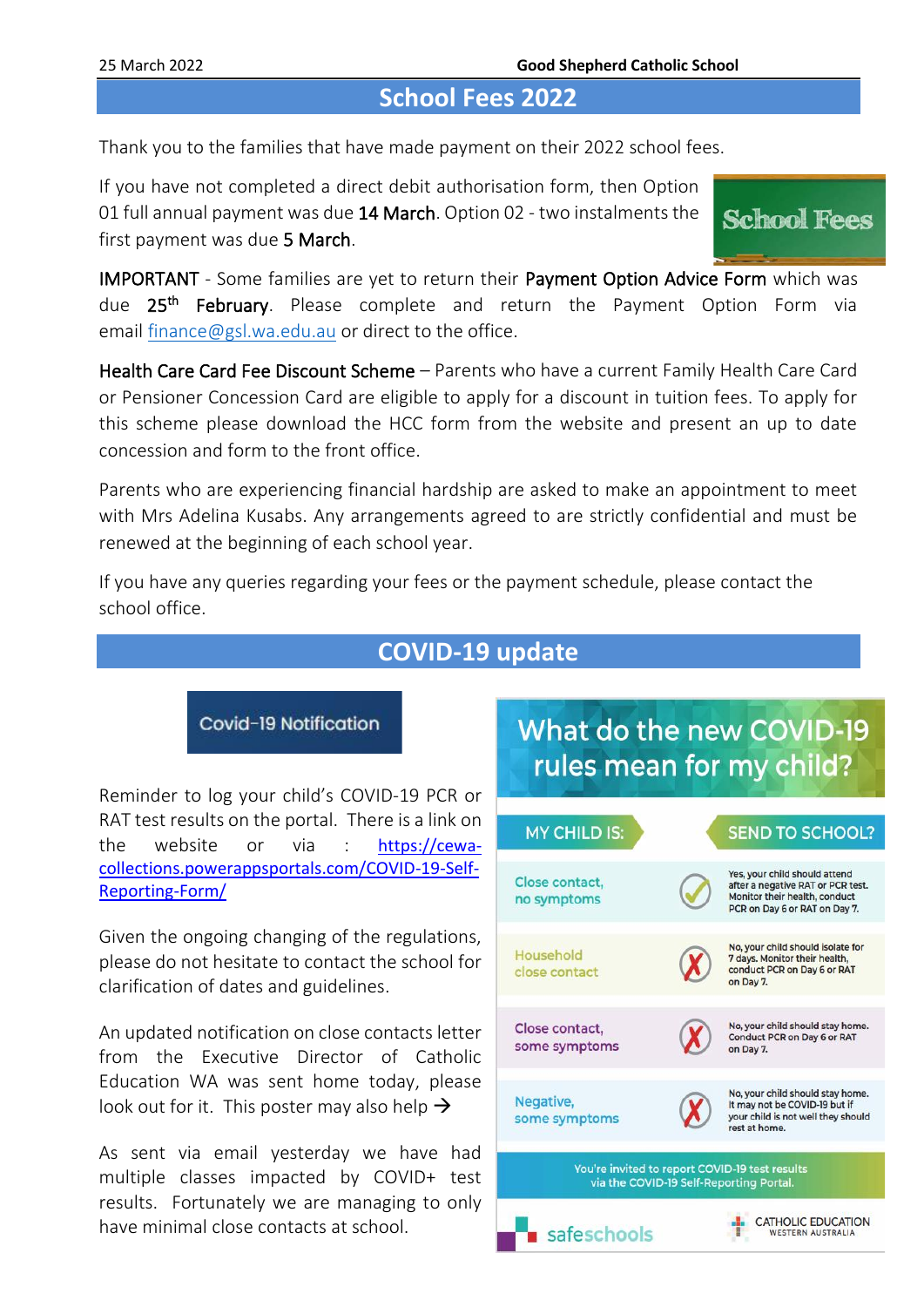## School Fees 2022

Thank you to the families that have made payment on their 2022 school fees.

If you have not completed a direct debit authorisation form, then Option 01 full annual payment was due 14 March. Option 02 - two instalments the first payment was due 5 March.

IMPORTANT - Some families are yet to return their Payment Option Advice Form which was due 25th February. Please complete and return the Payment Option Form via email finance@gsl.wa.edu.au or direct to the office.

Health Care Card Fee Discount Scheme – Parents who have a current Family Health Care Card or Pensioner Concession Card are eligible to apply for a discount in tuition fees. To apply for this scheme please download the HCC form from the website and present an up to date concession and form to the front office.

Parents who are experiencing financial hardship are asked to make an appointment to meet with Mrs Adelina Kusabs. Any arrangements agreed to are strictly confidential and must be renewed at the beginning of each school year.

If you have any queries regarding your fees or the payment schedule, please contact the school office.

## COVID-19 update

Covid-19 Notification

Reminder to log your child's COVID-19 PCR or RAT test results on the portal. There is a link on the website or via : https://cewa-collections.powerappsportals.com/COVID-19-Self-Reporting-Form/

Given the ongoing changing of the regulations, please do not hesitate to contact the school for clarification of dates and guidelines.

An updated notification on close contacts letter from the Executive Director of Catholic Education WA was sent home today, please look out for it. This poster may also help →

As sent via email yesterday we have had multiple classes impacted by COVID+ test results. Fortunately we are managing to only have minimal close contacts at school.

### What do the new COVID-19 rules mean for my child?

| MY CHILD IS: | SEND TO SCHOOL? |
|---|---|
| Close contact, no symptoms | Yes, your child should attend after a negative RAT or PCR test. Monitor their health, conduct PCR on Day 6 or RAT on Day 7. |
| Household close contact | No, your child should isolate for 7 days. Monitor their health, conduct PCR on Day 6 or RAT on Day 7. |
| Close contact, some symptoms | No, your child should stay home. Conduct PCR on Day 6 or RAT on Day 7. |
| Negative, some symptoms | No, your child should stay home. It may not be COVID-19 but if your child is not well they should rest at home. |

You're invited to report COVID-19 test results via the COVID-19 Self-Reporting Portal.

safeschools — CATHOLIC EDUCATION WESTERN AUSTRALIA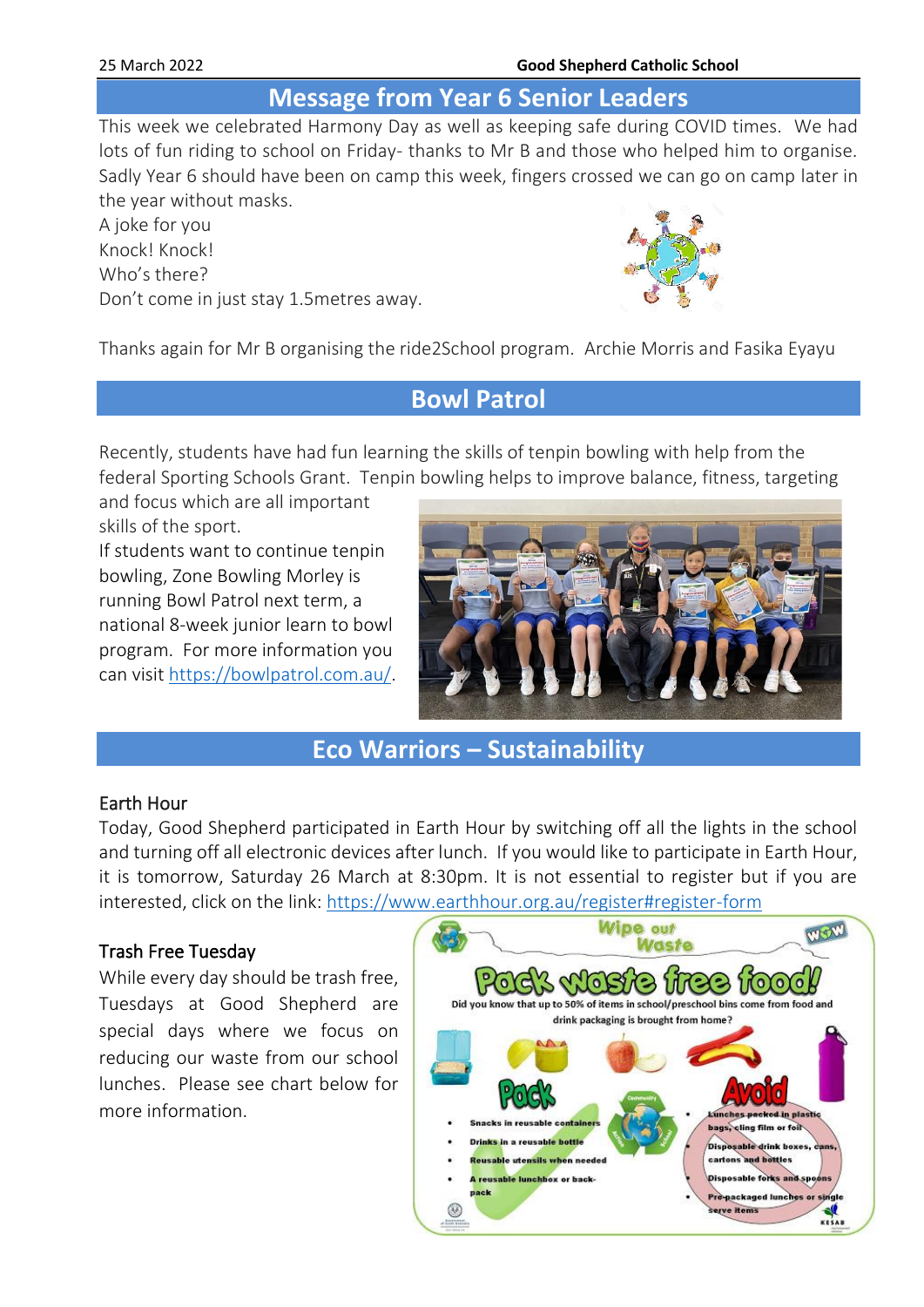## Message from Year 6 Senior Leaders

This week we celebrated Harmony Day as well as keeping safe during COVID times. We had lots of fun riding to school on Friday- thanks to Mr B and those who helped him to organise. Sadly Year 6 should have been on camp this week, fingers crossed we can go on camp later in the year without masks.

A joke for you
Knock! Knock!
Who's there?
Don't come in just stay 1.5metres away.

Thanks again for Mr B organising the ride2School program. Archie Morris and Fasika Eyayu

## Bowl Patrol

Recently, students have had fun learning the skills of tenpin bowling with help from the federal Sporting Schools Grant. Tenpin bowling helps to improve balance, fitness, targeting and focus which are all important skills of the sport.

If students want to continue tenpin bowling, Zone Bowling Morley is running Bowl Patrol next term, a national 8-week junior learn to bowl program. For more information you can visit https://bowlpatrol.com.au/.

## Eco Warriors – Sustainability

### Earth Hour

Today, Good Shepherd participated in Earth Hour by switching off all the lights in the school and turning off all electronic devices after lunch. If you would like to participate in Earth Hour, it is tomorrow, Saturday 26 March at 8:30pm. It is not essential to register but if you are interested, click on the link: https://www.earthhour.org.au/register#register-form

### Trash Free Tuesday

While every day should be trash free, Tuesdays at Good Shepherd are special days where we focus on reducing our waste from our school lunches. Please see chart below for more information.

**Wipe out Waste**

**Pack waste free food!**

Did you know that up to 50% of items in school/preschool bins come from food and drink packaging is brought from home?

**Pack**

- Snacks in reusable containers
- Drinks in a reusable bottle
- Reusable utensils when needed
- A reusable lunchbox or back-pack

**Avoid**

- Lunches packed in plastic bags, cling film or foil
- Disposable drink boxes, cans, cartons and bottles
- Disposable forks and spoons
- Pre-packaged lunches or single serve items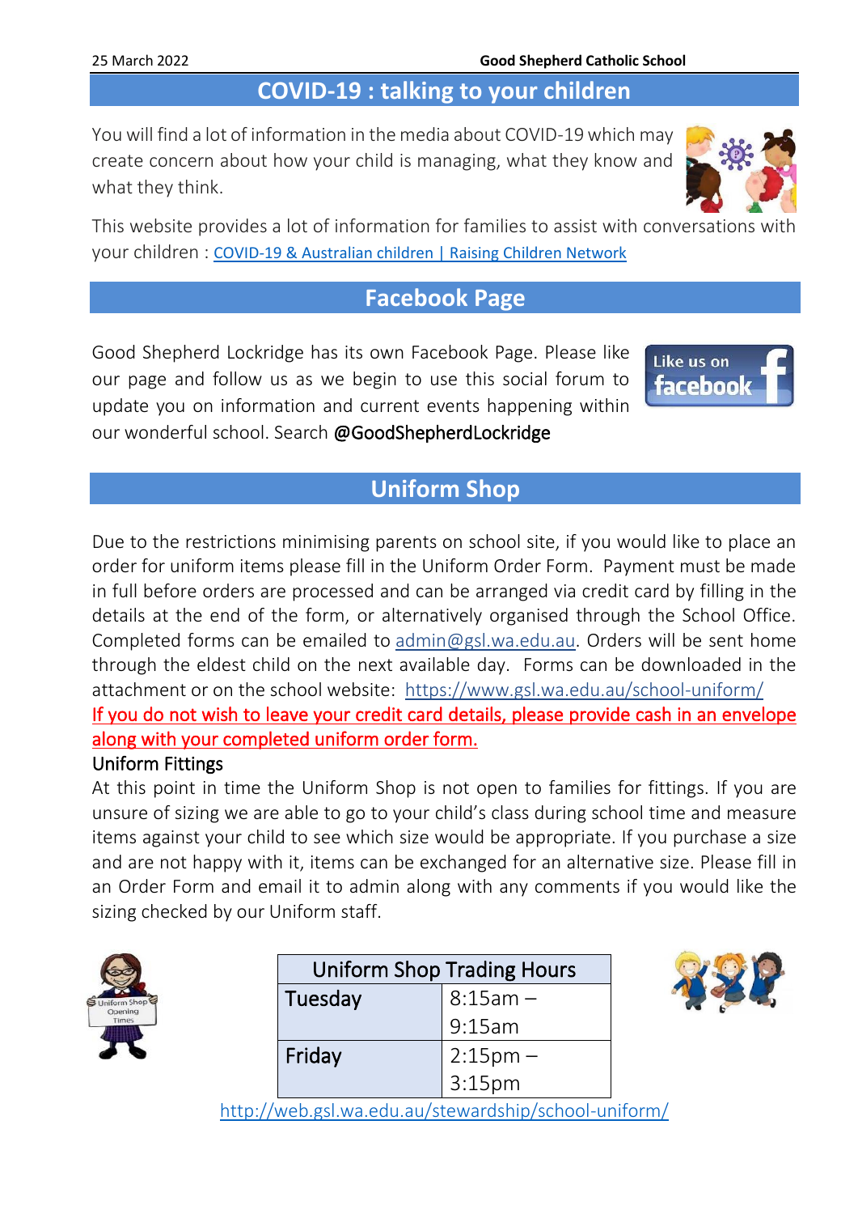## COVID-19 : talking to your children

You will find a lot of information in the media about COVID-19 which may create concern about how your child is managing, what they know and what they think.

This website provides a lot of information for families to assist with conversations with your children : [COVID-19 & Australian children | Raising Children Network]

## Facebook Page

Good Shepherd Lockridge has its own Facebook Page. Please like our page and follow us as we begin to use this social forum to update you on information and current events happening within our wonderful school. Search @GoodShepherdLockridge

## Uniform Shop

Due to the restrictions minimising parents on school site, if you would like to place an order for uniform items please fill in the Uniform Order Form. Payment must be made in full before orders are processed and can be arranged via credit card by filling in the details at the end of the form, or alternatively organised through the School Office. Completed forms can be emailed to admin@gsl.wa.edu.au. Orders will be sent home through the eldest child on the next available day. Forms can be downloaded in the attachment or on the school website: https://www.gsl.wa.edu.au/school-uniform/

If you do not wish to leave your credit card details, please provide cash in an envelope along with your completed uniform order form.

### Uniform Fittings

At this point in time the Uniform Shop is not open to families for fittings. If you are unsure of sizing we are able to go to your child's class during school time and measure items against your child to see which size would be appropriate. If you purchase a size and are not happy with it, items can be exchanged for an alternative size. Please fill in an Order Form and email it to admin along with any comments if you would like the sizing checked by our Uniform staff.

| Uniform Shop Trading Hours | |
|---|---|
| Tuesday | 8:15am – 9:15am |
| Friday | 2:15pm – 3:15pm |

http://web.gsl.wa.edu.au/stewardship/school-uniform/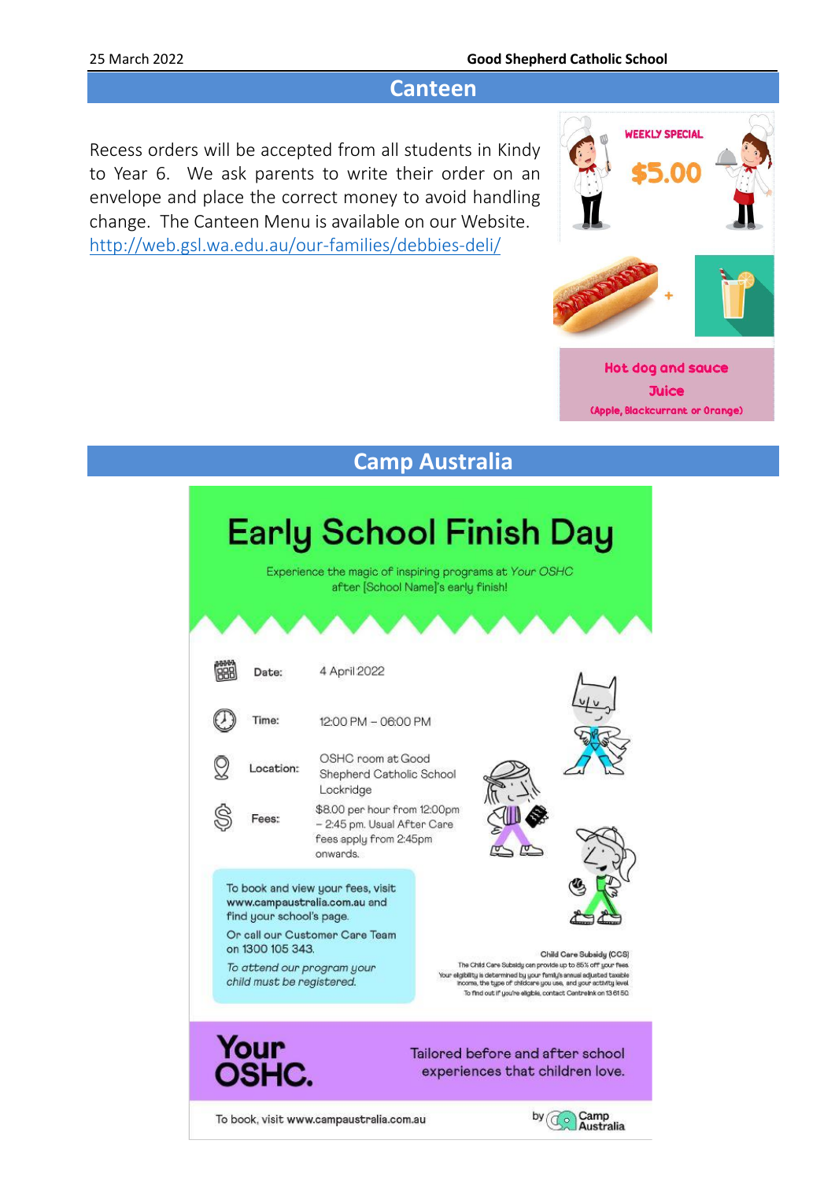## Canteen

Recess orders will be accepted from all students in Kindy to Year 6. We ask parents to write their order on an envelope and place the correct money to avoid handling change. The Canteen Menu is available on our Website. http://web.gsl.wa.edu.au/our-families/debbies-deli/

WEEKLY SPECIAL

$5.00

Hot dog and sauce
Juice
(Apple, Blackcurrant or Orange)

## Camp Australia

# Early School Finish Day

Experience the magic of inspiring programs at *Your OSHC* after [School Name]'s early finish!

| | |
|---|---|
| Date: | 4 April 2022 |
| Time: | 12:00 PM – 06:00 PM |
| Location: | OSHC room at Good Shepherd Catholic School Lockridge |
| Fees: | $8.00 per hour from 12:00pm – 2:45 pm. Usual After Care fees apply from 2:45pm onwards. |

To book and view your fees, visit **www.campaustralia.com.au** and find your school's page.

Or call our Customer Care Team on 1300 105 343.

*To attend our program your child must be registered.*

**Child Care Subsidy (CCS)**
The Child Care Subsidy can provide up to 85% off your fees. Your eligibility is determined by your family's annual adjusted taxable income, the type of childcare you use, and your activity level. To find out if you're eligible, contact Centrelink on 13 61 50.

**Your OSHC.** Tailored before and after school experiences that children love.

To book, visit **www.campaustralia.com.au** by Camp Australia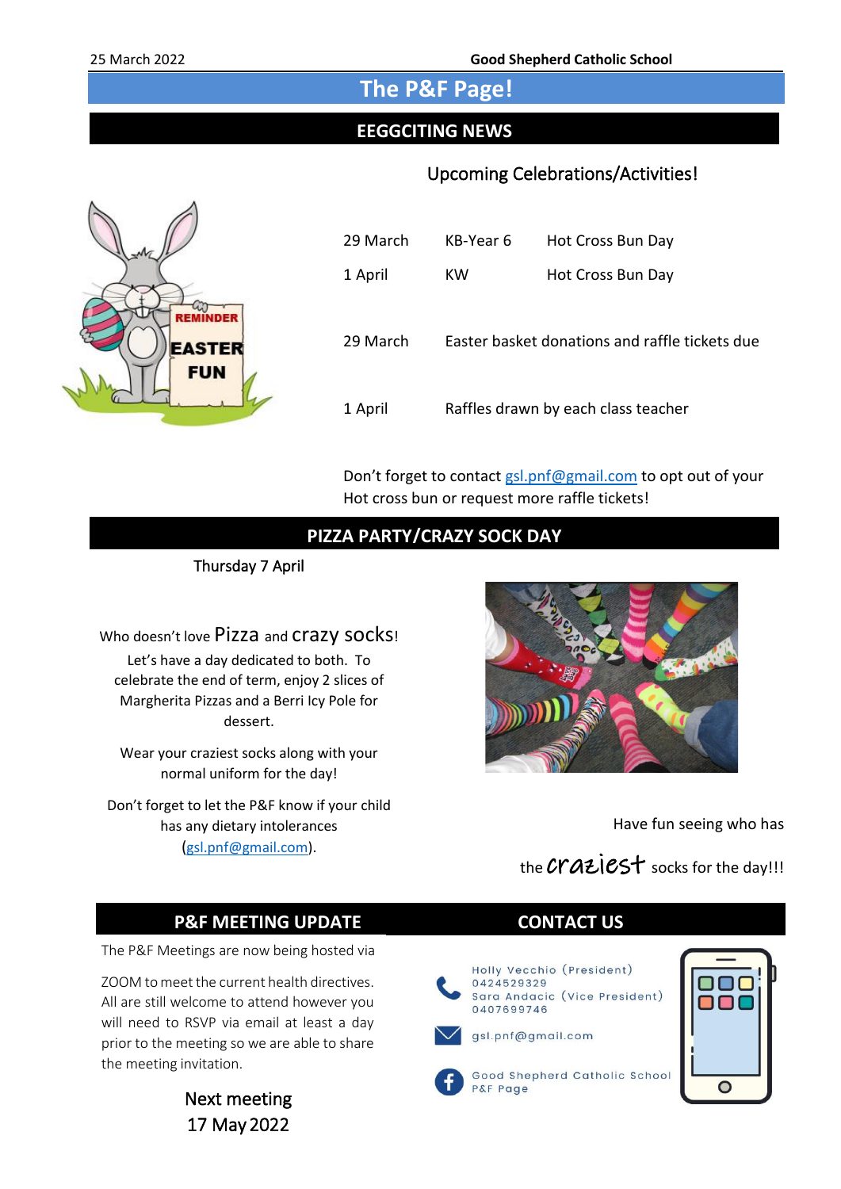# The P&F Page!

## EEGGCITING NEWS

### Upcoming Celebrations/Activities!

| | | |
|---|---|---|
| 29 March | KB-Year 6 | Hot Cross Bun Day |
| 1 April | KW | Hot Cross Bun Day |
| 29 March | Easter basket donations and raffle tickets due | |
| 1 April | Raffles drawn by each class teacher | |

Don't forget to contact gsl.pnf@gmail.com to opt out of your Hot cross bun or request more raffle tickets!

## PIZZA PARTY/CRAZY SOCK DAY

Thursday 7 April

Who doesn't love Pizza and crazy socks!

Let's have a day dedicated to both. To celebrate the end of term, enjoy 2 slices of Margherita Pizzas and a Berri Icy Pole for dessert.

Wear your craziest socks along with your normal uniform for the day!

Don't forget to let the P&F know if your child has any dietary intolerances (gsl.pnf@gmail.com).

Have fun seeing who has the craziest socks for the day!!!

## P&F MEETING UPDATE

The P&F Meetings are now being hosted via ZOOM to meet the current health directives. All are still welcome to attend however you will need to RSVP via email at least a day prior to the meeting so we are able to share the meeting invitation.

Next meeting
17 May 2022

## CONTACT US

Holly Vecchio (President)
0424529329
Sara Andacic (Vice President)
0407699746

gsl.pnf@gmail.com

Good Shepherd Catholic School P&F Page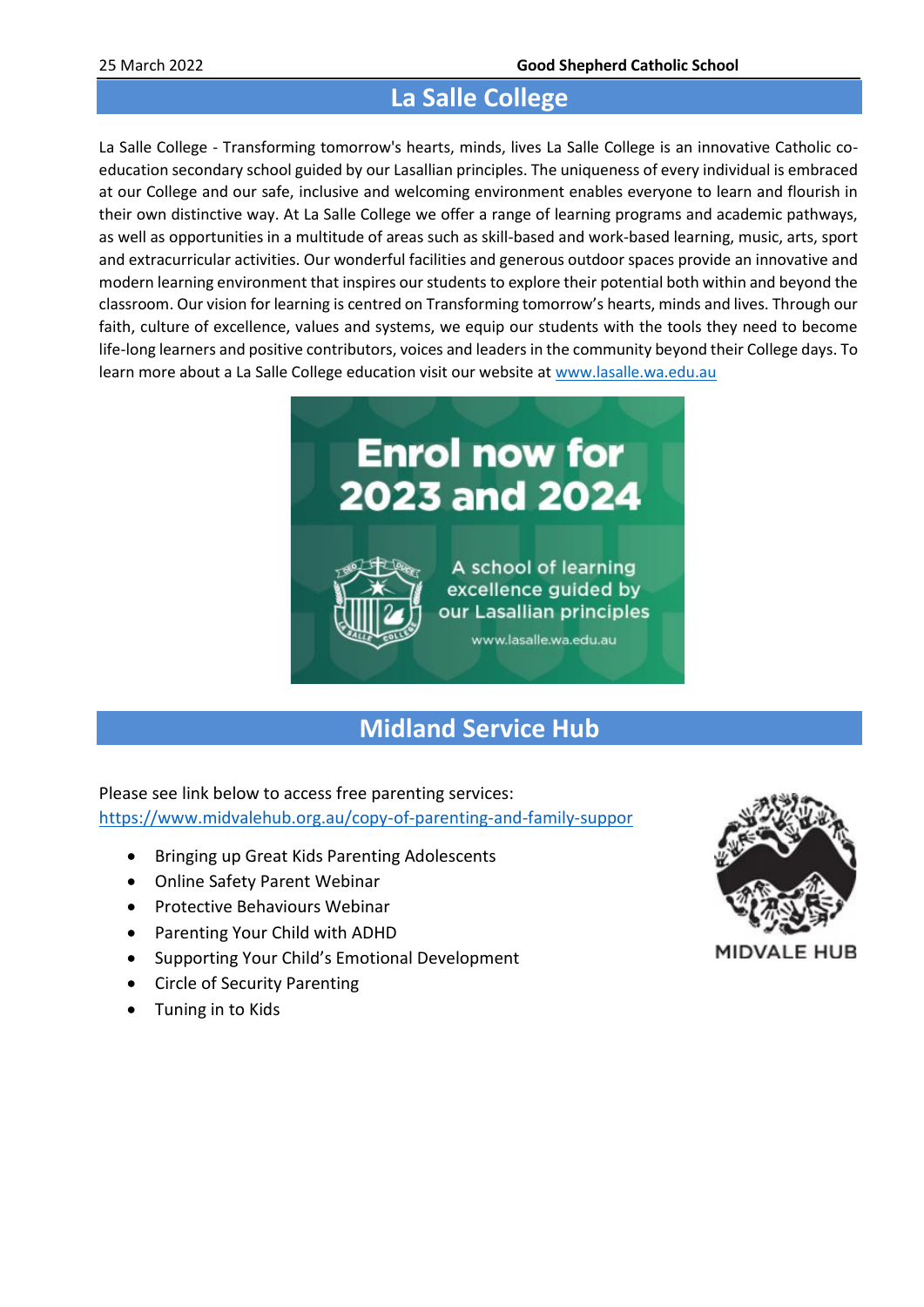## La Salle College

La Salle College - Transforming tomorrow's hearts, minds, lives La Salle College is an innovative Catholic co-education secondary school guided by our Lasallian principles. The uniqueness of every individual is embraced at our College and our safe, inclusive and welcoming environment enables everyone to learn and flourish in their own distinctive way. At La Salle College we offer a range of learning programs and academic pathways, as well as opportunities in a multitude of areas such as skill-based and work-based learning, music, arts, sport and extracurricular activities. Our wonderful facilities and generous outdoor spaces provide an innovative and modern learning environment that inspires our students to explore their potential both within and beyond the classroom. Our vision for learning is centred on Transforming tomorrow's hearts, minds and lives. Through our faith, culture of excellence, values and systems, we equip our students with the tools they need to become life-long learners and positive contributors, voices and leaders in the community beyond their College days. To learn more about a La Salle College education visit our website at [www.lasalle.wa.edu.au](http://www.lasalle.wa.edu.au)

Enrol now for 2023 and 2024

A school of learning excellence guided by our Lasallian principles

www.lasalle.wa.edu.au

## Midland Service Hub

Please see link below to access free parenting services:
[https://www.midvalehub.org.au/copy-of-parenting-and-family-suppor](https://www.midvalehub.org.au/copy-of-parenting-and-family-suppor)

- Bringing up Great Kids Parenting Adolescents
- Online Safety Parent Webinar
- Protective Behaviours Webinar
- Parenting Your Child with ADHD
- Supporting Your Child's Emotional Development
- Circle of Security Parenting
- Tuning in to Kids

MIDVALE HUB